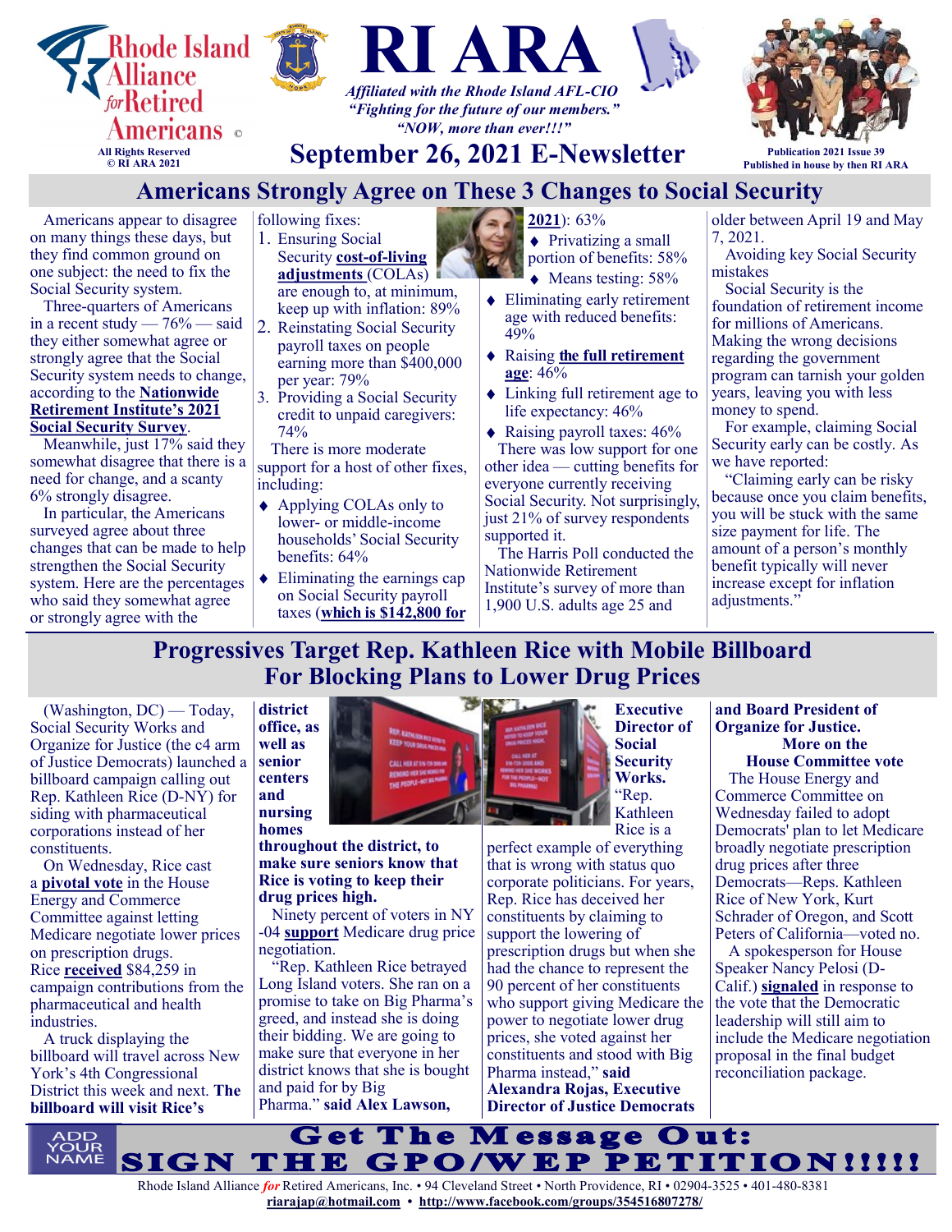# Rhode Island Alliance for Retired Americans ©

All Rights Reserved
© RI ARA 2021

# RI ARA

*Affiliated with the Rhode Island AFL-CIO*
*"Fighting for the future of our members."*
*"NOW, more than ever!!!"*

## September 26, 2021 E-Newsletter

Publication 2021 Issue 39
Published in house by then RI ARA

## Americans Strongly Agree on These 3 Changes to Social Security

Americans appear to disagree on many things these days, but they find common ground on one subject: the need to fix the Social Security system.

Three-quarters of Americans in a recent study — 76% — said they either somewhat agree or strongly agree that the Social Security system needs to change, according to the **Nationwide Retirement Institute's 2021 Social Security Survey**.

Meanwhile, just 17% said they somewhat disagree that there is a need for change, and a scanty 6% strongly disagree.

In particular, the Americans surveyed agree about three changes that can be made to help strengthen the Social Security system. Here are the percentages who said they somewhat agree or strongly agree with the following fixes:

1. Ensuring Social Security **cost-of-living adjustments** (COLAs) are enough to, at minimum, keep up with inflation: 89%
2. Reinstating Social Security payroll taxes on people earning more than $400,000 per year: 79%
3. Providing a Social Security credit to unpaid caregivers: 74%

There is more moderate support for a host of other fixes, including:

- Applying COLAs only to lower- or middle-income households' Social Security benefits: 64%
- Eliminating the earnings cap on Social Security payroll taxes (**which is $142,800 for 2021**): 63%
- Privatizing a small portion of benefits: 58%
- Means testing: 58%
- Eliminating early retirement age with reduced benefits: 49%
- Raising **the full retirement age**: 46%
- Linking full retirement age to life expectancy: 46%
- Raising payroll taxes: 46%

There was low support for one other idea — cutting benefits for everyone currently receiving Social Security. Not surprisingly, just 21% of survey respondents supported it.

The Harris Poll conducted the Nationwide Retirement Institute's survey of more than 1,900 U.S. adults age 25 and older between April 19 and May 7, 2021.

Avoiding key Social Security mistakes

Social Security is the foundation of retirement income for millions of Americans. Making the wrong decisions regarding the government program can tarnish your golden years, leaving you with less money to spend.

For example, claiming Social Security early can be costly. As we have reported:

"Claiming early can be risky because once you claim benefits, you will be stuck with the same size payment for life. The amount of a person's monthly benefit typically will never increase except for inflation adjustments."

## Progressives Target Rep. Kathleen Rice with Mobile Billboard For Blocking Plans to Lower Drug Prices

(Washington, DC) — Today, Social Security Works and Organize for Justice (the c4 arm of Justice Democrats) launched a billboard campaign calling out Rep. Kathleen Rice (D-NY) for siding with pharmaceutical corporations instead of her constituents.

On Wednesday, Rice cast a **pivotal vote** in the House Energy and Commerce Committee against letting Medicare negotiate lower prices on prescription drugs. Rice **received** $84,259 in campaign contributions from the pharmaceutical and health industries.

A truck displaying the billboard will travel across New York's 4th Congressional District this week and next. **The billboard will visit Rice's district office, as well as senior centers and nursing homes throughout the district, to make sure seniors know that Rice is voting to keep their drug prices high.**

Ninety percent of voters in NY-04 **support** Medicare drug price negotiation.

"Rep. Kathleen Rice betrayed Long Island voters. She ran on a promise to take on Big Pharma's greed, and instead she is doing their bidding. We are going to make sure that everyone in her district knows that she is bought and paid for by Big Pharma." **said Alex Lawson, Executive Director of Social Security Works.**

"Rep. Kathleen Rice is a perfect example of everything that is wrong with status quo corporate politicians. For years, Rep. Rice has deceived her constituents by claiming to support the lowering of prescription drugs but when she had the chance to represent the 90 percent of her constituents who support giving Medicare the power to negotiate lower drug prices, she voted against her constituents and stood with Big Pharma instead," **said Alexandra Rojas, Executive Director of Justice Democrats and Board President of Organize for Justice.**

**More on the House Committee vote**

The House Energy and Commerce Committee on Wednesday failed to adopt Democrats' plan to let Medicare broadly negotiate prescription drug prices after three Democrats—Reps. Kathleen Rice of New York, Kurt Schrader of Oregon, and Scott Peters of California—voted no.

A spokesperson for House Speaker Nancy Pelosi (D-Calif.) **signaled** in response to the vote that the Democratic leadership will still aim to include the Medicare negotiation proposal in the final budget reconciliation package.

ADD YOUR NAME

**Get The Message Out: SIGN THE GPO/WEP PETITION!!!!!**

Rhode Island Alliance *for* Retired Americans, Inc. • 94 Cleveland Street • North Providence, RI • 02904-3525 • 401-480-8381
**riarajap@hotmail.com** • **http://www.facebook.com/groups/354516807278/**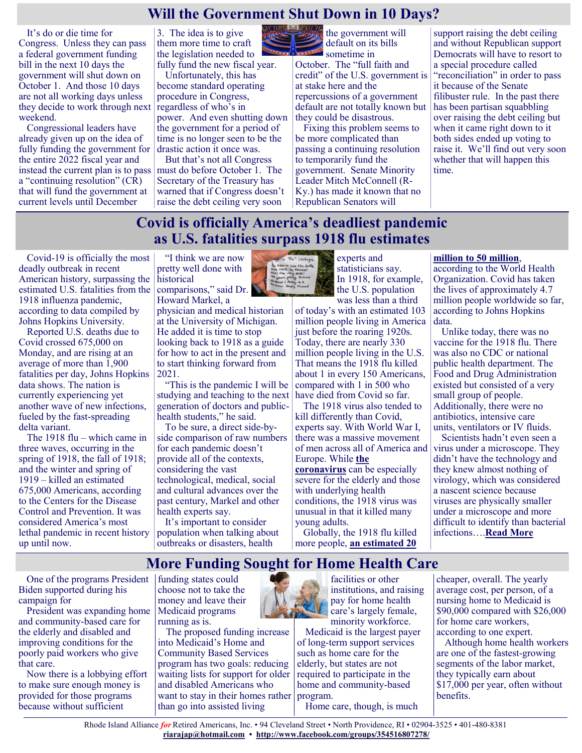## Will the Government Shut Down in 10 Days?

It's do or die time for Congress. Unless they can pass a federal government funding bill in the next 10 days the government will shut down on October 1. And those 10 days are not all working days unless they decide to work through next weekend.

Congressional leaders have already given up on the idea of fully funding the government for the entire 2022 fiscal year and instead the current plan is to pass a "continuing resolution" (CR) that will fund the government at current levels until December 3. The idea is to give them more time to craft the legislation needed to fully fund the new fiscal year.

Unfortunately, this has become standard operating procedure in Congress, regardless of who's in power. And even shutting down the government for a period of time is no longer seen to be the drastic action it once was.

But that's not all Congress must do before October 1. The Secretary of the Treasury has warned that if Congress doesn't raise the debt ceiling very soon the government will default on its bills sometime in October. The "full faith and credit" of the U.S. government is at stake here and the repercussions of a government default are not totally known but they could be disastrous.

Fixing this problem seems to be more complicated than passing a continuing resolution to temporarily fund the government. Senate Minority Leader Mitch McConnell (R-Ky.) has made it known that no Republican Senators will support raising the debt ceiling and without Republican support Democrats will have to resort to a special procedure called "reconciliation" in order to pass it because of the Senate filibuster rule. In the past there has been partisan squabbling over raising the debt ceiling but when it came right down to it both sides ended up voting to raise it. We'll find out very soon whether that will happen this time.

## Covid is officially America's deadliest pandemic as U.S. fatalities surpass 1918 flu estimates

Covid-19 is officially the most deadly outbreak in recent American history, surpassing the estimated U.S. fatalities from the 1918 influenza pandemic, according to data compiled by Johns Hopkins University.

Reported U.S. deaths due to Covid crossed 675,000 on Monday, and are rising at an average of more than 1,900 fatalities per day, Johns Hopkins data shows. The nation is currently experiencing yet another wave of new infections, fueled by the fast-spreading delta variant.

The 1918 flu – which came in three waves, occurring in the spring of 1918, the fall of 1918; and the winter and spring of 1919 – killed an estimated 675,000 Americans, according to the Centers for the Disease Control and Prevention. It was considered America's most lethal pandemic in recent history up until now.

"I think we are now pretty well done with historical comparisons," said Dr. Howard Markel, a physician and medical historian at the University of Michigan. He added it is time to stop looking back to 1918 as a guide for how to act in the present and to start thinking forward from 2021.

"This is the pandemic I will be studying and teaching to the next generation of doctors and public-health students," he said.

To be sure, a direct side-by-side comparison of raw numbers for each pandemic doesn't provide all of the contexts, considering the vast technological, medical, social and cultural advances over the past century, Markel and other health experts say.

It's important to consider population when talking about outbreaks or disasters, health experts and statisticians say. In 1918, for example, the U.S. population was less than a third of today's with an estimated 103 million people living in America just before the roaring 1920s. Today, there are nearly 330 million people living in the U.S. That means the 1918 flu killed about 1 in every 150 Americans, compared with 1 in 500 who have died from Covid so far.

The 1918 virus also tended to kill differently than Covid, experts say. With World War I, there was a massive movement of men across all of America and Europe. While **the coronavirus** can be especially severe for the elderly and those with underlying health conditions, the 1918 virus was unusual in that it killed many young adults.

Globally, the 1918 flu killed more people, **an estimated 20 million to 50 million**, according to the World Health Organization. Covid has taken the lives of approximately 4.7 million people worldwide so far, according to Johns Hopkins data.

Unlike today, there was no vaccine for the 1918 flu. There was also no CDC or national public health department. The Food and Drug Administration existed but consisted of a very small group of people. Additionally, there were no antibiotics, intensive care units, ventilators or IV fluids.

Scientists hadn't even seen a virus under a microscope. They didn't have the technology and they knew almost nothing of virology, which was considered a nascent science because viruses are physically smaller under a microscope and more difficult to identify than bacterial infections….**Read More**

## More Funding Sought for Home Health Care

One of the programs President Biden supported during his campaign for President was expanding home and community-based care for the elderly and disabled and improving conditions for the poorly paid workers who give that care.

Now there is a lobbying effort to make sure enough money is provided for those programs because without sufficient funding states could choose not to take the money and leave their Medicaid programs running as is.

The proposed funding increase into Medicaid's Home and Community Based Services program has two goals: reducing waiting lists for support for older and disabled Americans who want to stay in their homes rather than go into assisted living facilities or other institutions, and raising pay for home health care's largely female, minority workforce.

Medicaid is the largest payer of long-term support services such as home care for the elderly, but states are not required to participate in the home and community-based program.

Home care, though, is much cheaper, overall. The yearly average cost, per person, of a nursing home to Medicaid is $90,000 compared with $26,000 for home care workers, according to one expert.

Although home health workers are one of the fastest-growing segments of the labor market, they typically earn about $17,000 per year, often without benefits.

Rhode Island Alliance *for* Retired Americans, Inc. • 94 Cleveland Street • North Providence, RI • 02904-3525 • 401-480-8381
riarajap@hotmail.com • http://www.facebook.com/groups/354516807278/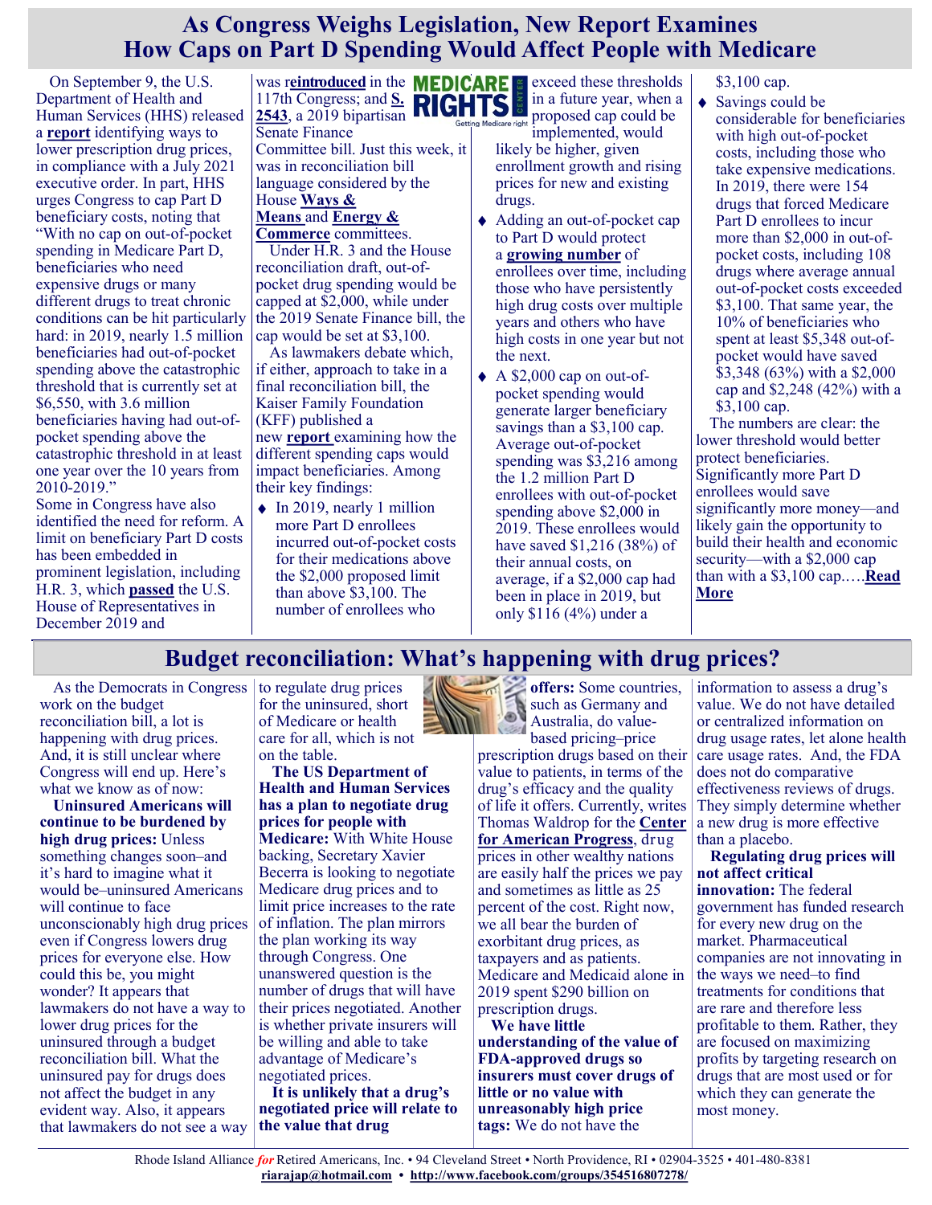# As Congress Weighs Legislation, New Report Examines How Caps on Part D Spending Would Affect People with Medicare

On September 9, the U.S. Department of Health and Human Services (HHS) released a **report** identifying ways to lower prescription drug prices, in compliance with a July 2021 executive order. In part, HHS urges Congress to cap Part D beneficiary costs, noting that "With no cap on out-of-pocket spending in Medicare Part D, beneficiaries who need expensive drugs or many different drugs to treat chronic conditions can be hit particularly hard: in 2019, nearly 1.5 million beneficiaries had out-of-pocket spending above the catastrophic threshold that is currently set at $6,550, with 3.6 million beneficiaries having had out-of-pocket spending above the catastrophic threshold in at least one year over the 10 years from 2010-2019."

Some in Congress have also identified the need for reform. A limit on beneficiary Part D costs has been embedded in prominent legislation, including H.R. 3, which **passed** the U.S. House of Representatives in December 2019 and was r**eintroduced** in the 117th Congress; and **S. 2543**, a 2019 bipartisan Senate Finance Committee bill. Just this week, it was in reconciliation bill language considered by the House **Ways & Means** and **Energy & Commerce** committees.

Under H.R. 3 and the House reconciliation draft, out-of-pocket drug spending would be capped at $2,000, while under the 2019 Senate Finance bill, the cap would be set at $3,100.

As lawmakers debate which, if either, approach to take in a final reconciliation bill, the Kaiser Family Foundation (KFF) published a new **report** examining how the different spending caps would impact beneficiaries. Among their key findings:

- In 2019, nearly 1 million more Part D enrollees incurred out-of-pocket costs for their medications above the $2,000 proposed limit than above $3,100. The number of enrollees who exceed these thresholds in a future year, when a proposed cap could be implemented, would likely be higher, given enrollment growth and rising prices for new and existing drugs.
- Adding an out-of-pocket cap to Part D would protect a **growing number** of enrollees over time, including those who have persistently high drug costs over multiple years and others who have high costs in one year but not the next.
- A $2,000 cap on out-of-pocket spending would generate larger beneficiary savings than a $3,100 cap. Average out-of-pocket spending was $3,216 among the 1.2 million Part D enrollees with out-of-pocket spending above $2,000 in 2019. These enrollees would have saved $1,216 (38%) of their annual costs, on average, if a $2,000 cap had been in place in 2019, but only $116 (4%) under a $3,100 cap.
- Savings could be considerable for beneficiaries with high out-of-pocket costs, including those who take expensive medications. In 2019, there were 154 drugs that forced Medicare Part D enrollees to incur more than $2,000 in out-of-pocket costs, including 108 drugs where average annual out-of-pocket costs exceeded $3,100. That same year, the 10% of beneficiaries who spent at least $5,348 out-of-pocket would have saved $3,348 (63%) with a $2,000 cap and $2,248 (42%) with a $3,100 cap.

The numbers are clear: the lower threshold would better protect beneficiaries. Significantly more Part D enrollees would save significantly more money—and likely gain the opportunity to build their health and economic security—with a $2,000 cap than with a $3,100 cap.….**Read More**

# Budget reconciliation: What's happening with drug prices?

As the Democrats in Congress work on the budget reconciliation bill, a lot is happening with drug prices. And, it is still unclear where Congress will end up. Here's what we know as of now:

**Uninsured Americans will continue to be burdened by high drug prices:** Unless something changes soon–and it's hard to imagine what it would be–uninsured Americans will continue to face unconscionably high drug prices even if Congress lowers drug prices for everyone else. How could this be, you might wonder? It appears that lawmakers do not have a way to lower drug prices for the uninsured through a budget reconciliation bill. What the uninsured pay for drugs does not affect the budget in any evident way. Also, it appears that lawmakers do not see a way to regulate drug prices for the uninsured, short of Medicare or health care for all, which is not on the table.

**The US Department of Health and Human Services has a plan to negotiate drug prices for people with Medicare:** With White House backing, Secretary Xavier Becerra is looking to negotiate Medicare drug prices and to limit price increases to the rate of inflation. The plan mirrors the plan working its way through Congress. One unanswered question is the number of drugs that will have their prices negotiated. Another is whether private insurers will be willing and able to take advantage of Medicare's negotiated prices.

**It is unlikely that a drug's negotiated price will relate to the value that drug offers:** Some countries, such as Germany and Australia, do value-based pricing–price prescription drugs based on their value to patients, in terms of the drug's efficacy and the quality of life it offers. Currently, writes Thomas Waldrop for the **Center for American Progress**, drug prices in other wealthy nations are easily half the prices we pay and sometimes as little as 25 percent of the cost. Right now, we all bear the burden of exorbitant drug prices, as taxpayers and as patients. Medicare and Medicaid alone in 2019 spent $290 billion on prescription drugs.

**We have little understanding of the value of FDA-approved drugs so insurers must cover drugs of little or no value with unreasonably high price tags:** We do not have the information to assess a drug's value. We do not have detailed or centralized information on drug usage rates, let alone health care usage rates. And, the FDA does not do comparative effectiveness reviews of drugs. They simply determine whether a new drug is more effective than a placebo.

**Regulating drug prices will not affect critical innovation:** The federal government has funded research for every new drug on the market. Pharmaceutical companies are not innovating in the ways we need–to find treatments for conditions that are rare and therefore less profitable to them. Rather, they are focused on maximizing profits by targeting research on drugs that are most used or for which they can generate the most money.

Rhode Island Alliance *for* Retired Americans, Inc. • 94 Cleveland Street • North Providence, RI • 02904-3525 • 401-480-8381
**riarajap@hotmail.com** • **http://www.facebook.com/groups/354516807278/**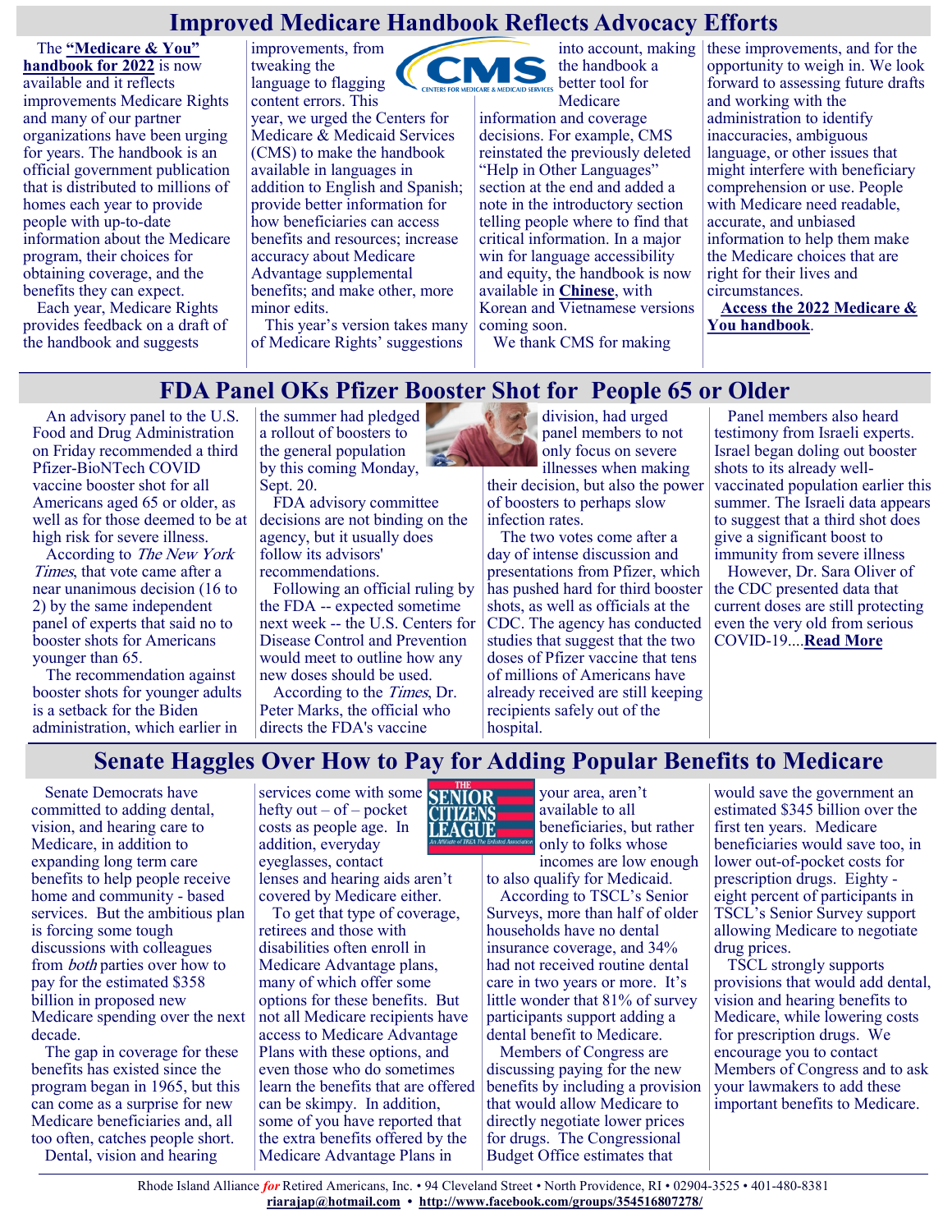# Improved Medicare Handbook Reflects Advocacy Efforts

The **"Medicare & You" handbook for 2022** is now available and it reflects improvements Medicare Rights and many of our partner organizations have been urging for years. The handbook is an official government publication that is distributed to millions of homes each year to provide people with up-to-date information about the Medicare program, their choices for obtaining coverage, and the benefits they can expect.

Each year, Medicare Rights provides feedback on a draft of the handbook and suggests improvements, from tweaking the language to flagging content errors. This year, we urged the Centers for Medicare & Medicaid Services (CMS) to make the handbook available in languages in addition to English and Spanish; provide better information for how beneficiaries can access benefits and resources; increase accuracy about Medicare Advantage supplemental benefits; and make other, more minor edits.

This year's version takes many of Medicare Rights' suggestions into account, making the handbook a better tool for Medicare information and coverage decisions. For example, CMS reinstated the previously deleted "Help in Other Languages" section at the end and added a note in the introductory section telling people where to find that critical information. In a major win for language accessibility and equity, the handbook is now available in **Chinese**, with Korean and Vietnamese versions coming soon.

We thank CMS for making these improvements, and for the opportunity to weigh in. We look forward to assessing future drafts and working with the administration to identify inaccuracies, ambiguous language, or other issues that might interfere with beneficiary comprehension or use. People with Medicare need readable, accurate, and unbiased information to help them make the Medicare choices that are right for their lives and circumstances.

**Access the 2022 Medicare & You handbook**.

# FDA Panel OKs Pfizer Booster Shot for People 65 or Older

An advisory panel to the U.S. Food and Drug Administration on Friday recommended a third Pfizer-BioNTech COVID vaccine booster shot for all Americans aged 65 or older, as well as for those deemed to be at high risk for severe illness.

According to *The New York Times*, that vote came after a near unanimous decision (16 to 2) by the same independent panel of experts that said no to booster shots for Americans younger than 65.

The recommendation against booster shots for younger adults is a setback for the Biden administration, which earlier in the summer had pledged a rollout of boosters to the general population by this coming Monday, Sept. 20.

FDA advisory committee decisions are not binding on the agency, but it usually does follow its advisors' recommendations.

Following an official ruling by the FDA -- expected sometime next week -- the U.S. Centers for Disease Control and Prevention would meet to outline how any new doses should be used.

According to the *Times*, Dr. Peter Marks, the official who directs the FDA's vaccine division, had urged panel members to not only focus on severe illnesses when making their decision, but also the power of boosters to perhaps slow infection rates.

The two votes come after a day of intense discussion and presentations from Pfizer, which has pushed hard for third booster shots, as well as officials at the CDC. The agency has conducted studies that suggest that the two doses of Pfizer vaccine that tens of millions of Americans have already received are still keeping recipients safely out of the hospital.

Panel members also heard testimony from Israeli experts. Israel began doling out booster shots to its already well-vaccinated population earlier this summer. The Israeli data appears to suggest that a third shot does give a significant boost to immunity from severe illness

However, Dr. Sara Oliver of the CDC presented data that current doses are still protecting even the very old from serious COVID-19....**Read More**

# Senate Haggles Over How to Pay for Adding Popular Benefits to Medicare

Senate Democrats have committed to adding dental, vision, and hearing care to Medicare, in addition to expanding long term care benefits to help people receive home and community - based services. But the ambitious plan is forcing some tough discussions with colleagues from *both* parties over how to pay for the estimated $358 billion in proposed new Medicare spending over the next decade.

The gap in coverage for these benefits has existed since the program began in 1965, but this can come as a surprise for new Medicare beneficiaries and, all too often, catches people short.

Dental, vision and hearing services come with some hefty out – of – pocket costs as people age. In addition, everyday eyeglasses, contact lenses and hearing aids aren't covered by Medicare either.

To get that type of coverage, retirees and those with disabilities often enroll in Medicare Advantage plans, many of which offer some options for these benefits. But not all Medicare recipients have access to Medicare Advantage Plans with these options, and even those who do sometimes learn the benefits that are offered can be skimpy. In addition, some of you have reported that the extra benefits offered by the Medicare Advantage Plans in your area, aren't available to all beneficiaries, but rather only to folks whose incomes are low enough to also qualify for Medicaid.

According to TSCL's Senior Surveys, more than half of older households have no dental insurance coverage, and 34% had not received routine dental care in two years or more. It's little wonder that 81% of survey participants support adding a dental benefit to Medicare.

Members of Congress are discussing paying for the new benefits by including a provision that would allow Medicare to directly negotiate lower prices for drugs. The Congressional Budget Office estimates that would save the government an estimated $345 billion over the first ten years. Medicare beneficiaries would save too, in lower out-of-pocket costs for prescription drugs. Eighty - eight percent of participants in TSCL's Senior Survey support allowing Medicare to negotiate drug prices.

TSCL strongly supports provisions that would add dental, vision and hearing benefits to Medicare, while lowering costs for prescription drugs. We encourage you to contact Members of Congress and to ask your lawmakers to add these important benefits to Medicare.

Rhode Island Alliance *for* Retired Americans, Inc. • 94 Cleveland Street • North Providence, RI • 02904-3525 • 401-480-8381
**riarajap@hotmail.com** • **http://www.facebook.com/groups/354516807278/**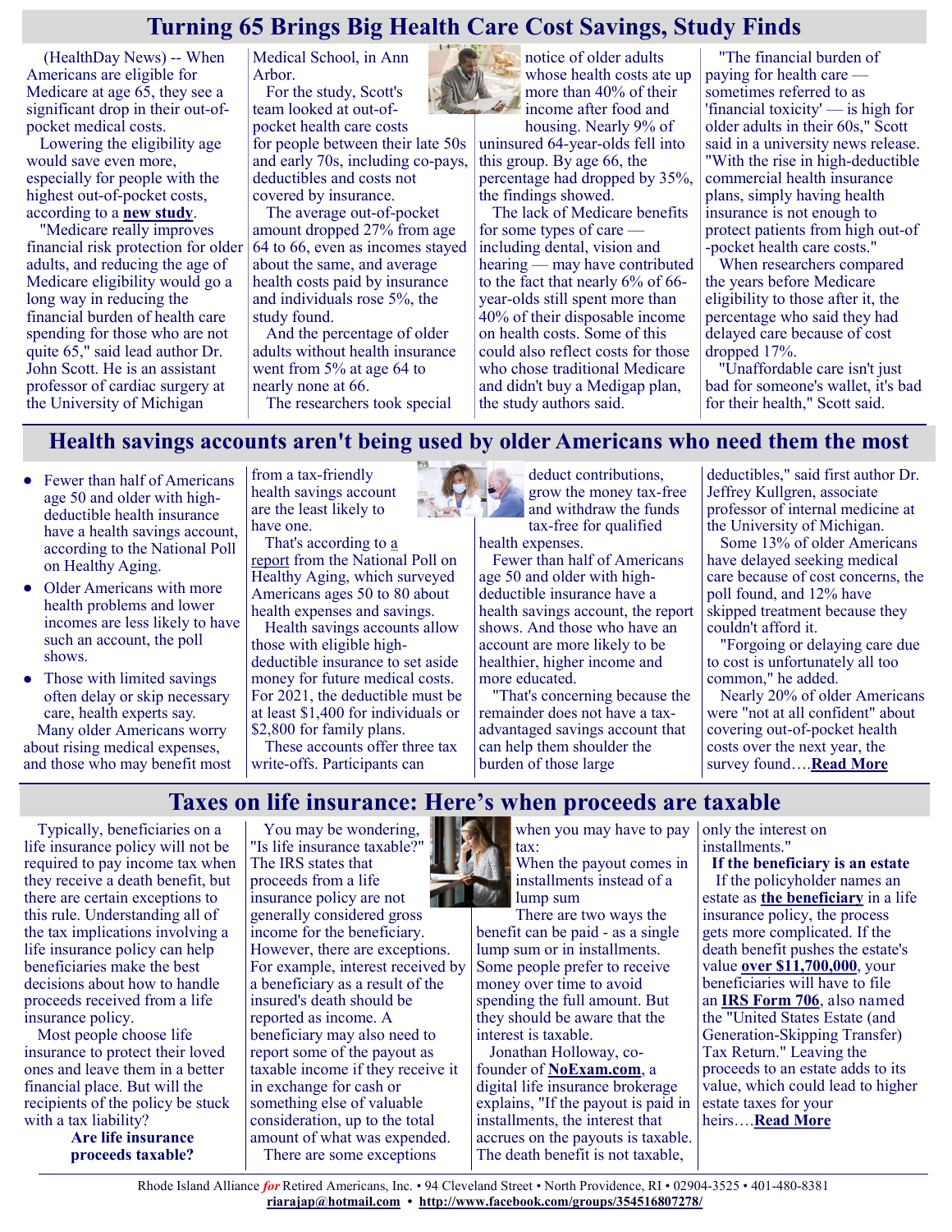# Turning 65 Brings Big Health Care Cost Savings, Study Finds

(HealthDay News) -- When Americans are eligible for Medicare at age 65, they see a significant drop in their out-of-pocket medical costs.

Lowering the eligibility age would save even more, especially for people with the highest out-of-pocket costs, according to a **new study**.

"Medicare really improves financial risk protection for older adults, and reducing the age of Medicare eligibility would go a long way in reducing the financial burden of health care spending for those who are not quite 65," said lead author Dr. John Scott. He is an assistant professor of cardiac surgery at the University of Michigan Medical School, in Ann Arbor.

For the study, Scott's team looked at out-of-pocket health care costs for people between their late 50s and early 70s, including co-pays, deductibles and costs not covered by insurance.

The average out-of-pocket amount dropped 27% from age 64 to 66, even as incomes stayed about the same, and average health costs paid by insurance and individuals rose 5%, the study found.

And the percentage of older adults without health insurance went from 5% at age 64 to nearly none at 66.

The researchers took special notice of older adults whose health costs ate up more than 40% of their income after food and housing. Nearly 9% of uninsured 64-year-olds fell into this group. By age 66, the percentage had dropped by 35%, the findings showed.

The lack of Medicare benefits for some types of care — including dental, vision and hearing — may have contributed to the fact that nearly 6% of 66-year-olds still spent more than 40% of their disposable income on health costs. Some of this could also reflect costs for those who chose traditional Medicare and didn't buy a Medigap plan, the study authors said.

"The financial burden of paying for health care — sometimes referred to as 'financial toxicity' — is high for older adults in their 60s," Scott said in a university news release. "With the rise in high-deductible commercial health insurance plans, simply having health insurance is not enough to protect patients from high out-of-pocket health care costs."

When researchers compared the years before Medicare eligibility to those after it, the percentage who said they had delayed care because of cost dropped 17%.

"Unaffordable care isn't just bad for someone's wallet, it's bad for their health," Scott said.

# Health savings accounts aren't being used by older Americans who need them the most

- Fewer than half of Americans age 50 and older with high-deductible health insurance have a health savings account, according to the National Poll on Healthy Aging.
- Older Americans with more health problems and lower incomes are less likely to have such an account, the poll shows.
- Those with limited savings often delay or skip necessary care, health experts say.

Many older Americans worry about rising medical expenses, and those who may benefit most from a tax-friendly health savings account are the least likely to have one.

That's according to a report from the National Poll on Healthy Aging, which surveyed Americans ages 50 to 80 about health expenses and savings.

Health savings accounts allow those with eligible high-deductible insurance to set aside money for future medical costs. For 2021, the deductible must be at least $1,400 for individuals or $2,800 for family plans.

These accounts offer three tax write-offs. Participants can deduct contributions, grow the money tax-free and withdraw the funds tax-free for qualified health expenses.

Fewer than half of Americans age 50 and older with high-deductible insurance have a health savings account, the report shows. And those who have an account are more likely to be healthier, higher income and more educated.

"That's concerning because the remainder does not have a tax-advantaged savings account that can help them shoulder the burden of those large deductibles," said first author Dr. Jeffrey Kullgren, associate professor of internal medicine at the University of Michigan.

Some 13% of older Americans have delayed seeking medical care because of cost concerns, the poll found, and 12% have skipped treatment because they couldn't afford it.

"Forgoing or delaying care due to cost is unfortunately all too common," he added.

Nearly 20% of older Americans were "not at all confident" about covering out-of-pocket health costs over the next year, the survey found….**Read More**

# Taxes on life insurance: Here's when proceeds are taxable

Typically, beneficiaries on a life insurance policy will not be required to pay income tax when they receive a death benefit, but there are certain exceptions to this rule. Understanding all of the tax implications involving a life insurance policy can help beneficiaries make the best decisions about how to handle proceeds received from a life insurance policy.

Most people choose life insurance to protect their loved ones and leave them in a better financial place. But will the recipients of the policy be stuck with a tax liability?

**Are life insurance proceeds taxable?**

You may be wondering, "Is life insurance taxable?" The IRS states that proceeds from a life insurance policy are not generally considered gross income for the beneficiary. However, there are exceptions. For example, interest received by a beneficiary as a result of the insured's death should be reported as income. A beneficiary may also need to report some of the payout as taxable income if they receive it in exchange for cash or something else of valuable consideration, up to the total amount of what was expended.

There are some exceptions when you may have to pay tax:

When the payout comes in installments instead of a lump sum

There are two ways the benefit can be paid - as a single lump sum or in installments. Some people prefer to receive money over time to avoid spending the full amount. But they should be aware that the interest is taxable.

Jonathan Holloway, co-founder of **NoExam.com**, a digital life insurance brokerage explains, "If the payout is paid in installments, the interest that accrues on the payouts is taxable. The death benefit is not taxable, only the interest on installments."

**If the beneficiary is an estate**

If the policyholder names an estate as **the beneficiary** in a life insurance policy, the process gets more complicated. If the death benefit pushes the estate's value **over $11,700,000**, your beneficiaries will have to file an **IRS Form 706**, also named the "United States Estate (and Generation-Skipping Transfer) Tax Return." Leaving the proceeds to an estate adds to its value, which could lead to higher estate taxes for your heirs….**Read More**

Rhode Island Alliance *for* Retired Americans, Inc. • 94 Cleveland Street • North Providence, RI • 02904-3525 • 401-480-8381
riarajap@hotmail.com • http://www.facebook.com/groups/354516807278/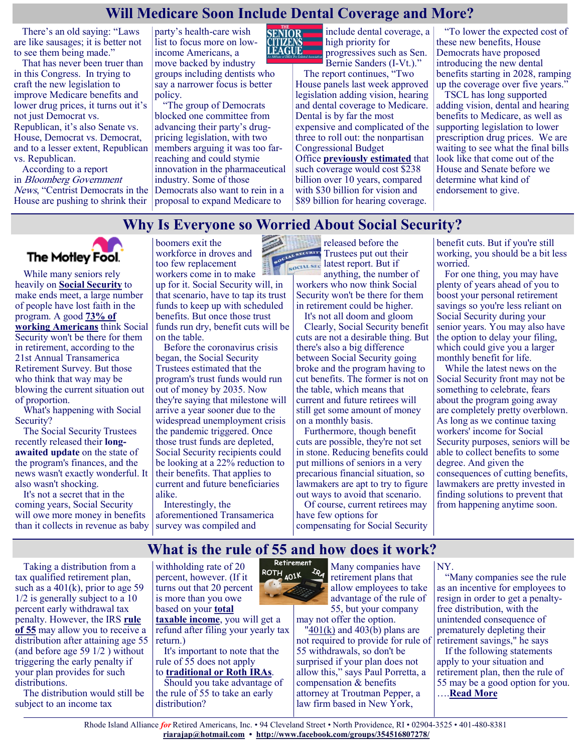# Will Medicare Soon Include Dental Coverage and More?

There's an old saying: "Laws are like sausages; it is better not to see them being made."

That has never been truer than in this Congress. In trying to craft the new legislation to improve Medicare benefits and lower drug prices, it turns out it's not just Democrat vs. Republican, it's also Senate vs. House, Democrat vs. Democrat, and to a lesser extent, Republican vs. Republican.

According to a report in *Bloomberg Government News*, "Centrist Democrats in the House are pushing to shrink their party's health-care wish list to focus more on low-income Americans, a move backed by industry groups including dentists who say a narrower focus is better policy.

"The group of Democrats blocked one committee from advancing their party's drug-pricing legislation, with two members arguing it was too far-reaching and could stymie innovation in the pharmaceutical industry. Some of those Democrats also want to rein in a proposal to expand Medicare to include dental coverage, a high priority for progressives such as Sen. Bernie Sanders (I-Vt.)."

The report continues, "Two House panels last week approved legislation adding vision, hearing and dental coverage to Medicare. Dental is by far the most expensive and complicated of the three to roll out: the nonpartisan Congressional Budget Office **previously estimated** that such coverage would cost $238 billion over 10 years, compared with $30 billion for vision and $89 billion for hearing coverage.

"To lower the expected cost of these new benefits, House Democrats have proposed introducing the new dental benefits starting in 2028, ramping up the coverage over five years."

TSCL has long supported adding vision, dental and hearing benefits to Medicare, as well as supporting legislation to lower prescription drug prices. We are waiting to see what the final bills look like that come out of the House and Senate before we determine what kind of endorsement to give.

# Why Is Everyone so Worried About Social Security?

While many seniors rely heavily on **Social Security** to make ends meet, a large number of people have lost faith in the program. A good **73% of working Americans** think Social Security won't be there for them in retirement, according to the 21st Annual Transamerica Retirement Survey. But those who think that way may be blowing the current situation out of proportion.

What's happening with Social Security?

The Social Security Trustees recently released their **long-awaited update** on the state of the program's finances, and the news wasn't exactly wonderful. It also wasn't shocking.

It's not a secret that in the coming years, Social Security will owe more money in benefits than it collects in revenue as baby boomers exit the workforce in droves and too few replacement workers come in to make up for it. Social Security will, in that scenario, have to tap its trust funds to keep up with scheduled benefits. But once those trust funds run dry, benefit cuts will be on the table.

Before the coronavirus crisis began, the Social Security Trustees estimated that the program's trust funds would run out of money by 2035. Now they're saying that milestone will arrive a year sooner due to the widespread unemployment crisis the pandemic triggered. Once those trust funds are depleted, Social Security recipients could be looking at a 22% reduction to their benefits. That applies to current and future beneficiaries alike.

Interestingly, the aforementioned Transamerica survey was compiled and released before the Trustees put out their latest report. But if anything, the number of workers who now think Social Security won't be there for them in retirement could be higher.

It's not all doom and gloom

Clearly, Social Security benefit cuts are not a desirable thing. But there's also a big difference between Social Security going broke and the program having to cut benefits. The former is not on the table, which means that current and future retirees will still get some amount of money on a monthly basis.

Furthermore, though benefit cuts are possible, they're not set in stone. Reducing benefits could put millions of seniors in a very precarious financial situation, so lawmakers are apt to try to figure out ways to avoid that scenario.

Of course, current retirees may have few options for compensating for Social Security benefit cuts. But if you're still working, you should be a bit less worried.

For one thing, you may have plenty of years ahead of you to boost your personal retirement savings so you're less reliant on Social Security during your senior years. You may also have the option to delay your filing, which could give you a larger monthly benefit for life.

While the latest news on the Social Security front may not be something to celebrate, fears about the program going away are completely pretty overblown. As long as we continue taxing workers' income for Social Security purposes, seniors will be able to collect benefits to some degree. And given the consequences of cutting benefits, lawmakers are pretty invested in finding solutions to prevent that from happening anytime soon.

# What is the rule of 55 and how does it work?

Taking a distribution from a tax qualified retirement plan, such as a 401(k), prior to age 59 1/2 is generally subject to a 10 percent early withdrawal tax penalty. However, the IRS **rule of 55** may allow you to receive a distribution after attaining age 55 (and before age 59 1/2 ) without triggering the early penalty if your plan provides for such distributions.

The distribution would still be subject to an income tax withholding rate of 20 percent, however. (If it turns out that 20 percent is more than you owe based on your **total taxable income**, you will get a refund after filing your yearly tax return.)

It's important to note that the rule of 55 does not apply to **traditional or Roth IRAs**.

Should you take advantage of the rule of 55 to take an early distribution?

Many companies have retirement plans that allow employees to take advantage of the rule of 55, but your company may not offer the option.

"401(k) and 403(b) plans are not required to provide for rule of 55 withdrawals, so don't be surprised if your plan does not allow this," says Paul Porretta, a compensation & benefits attorney at Troutman Pepper, a law firm based in New York, NY.

"Many companies see the rule as an incentive for employees to resign in order to get a penalty-free distribution, with the unintended consequence of prematurely depleting their retirement savings," he says

If the following statements apply to your situation and retirement plan, then the rule of 55 may be a good option for you. ….**Read More**

Rhode Island Alliance *for* Retired Americans, Inc. • 94 Cleveland Street • North Providence, RI • 02904-3525 • 401-480-8381
**riarajap@hotmail.com** • **http://www.facebook.com/groups/354516807278/**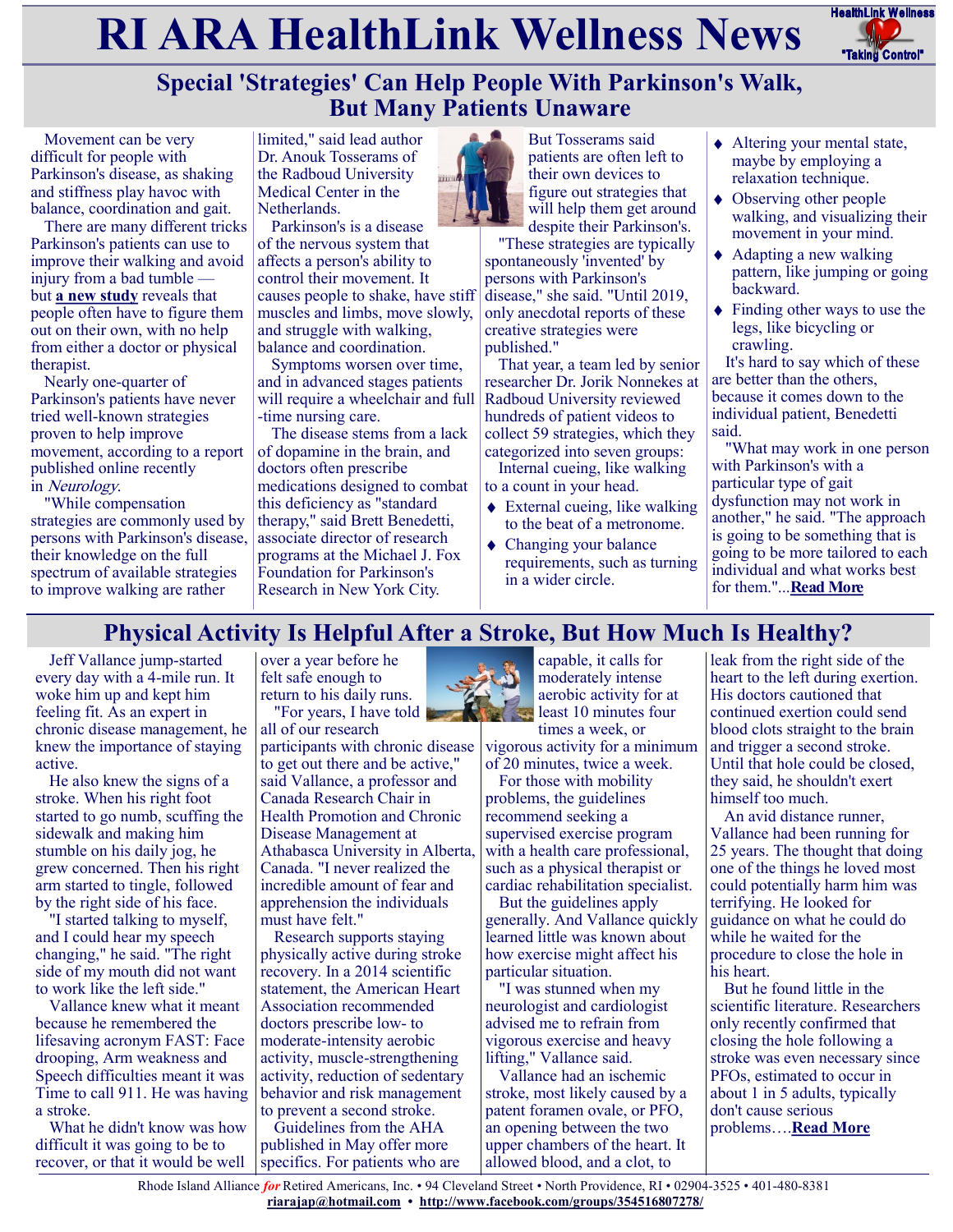# RI ARA HealthLink Wellness News

## Special 'Strategies' Can Help People With Parkinson's Walk, But Many Patients Unaware

Movement can be very difficult for people with Parkinson's disease, as shaking and stiffness play havoc with balance, coordination and gait.

There are many different tricks Parkinson's patients can use to improve their walking and avoid injury from a bad tumble — but **a new study** reveals that people often have to figure them out on their own, with no help from either a doctor or physical therapist.

Nearly one-quarter of Parkinson's patients have never tried well-known strategies proven to help improve movement, according to a report published online recently in *Neurology*.

"While compensation strategies are commonly used by persons with Parkinson's disease, their knowledge on the full spectrum of available strategies to improve walking are rather limited," said lead author Dr. Anouk Tosserams of the Radboud University Medical Center in the Netherlands.

Parkinson's is a disease of the nervous system that affects a person's ability to control their movement. It causes people to shake, have stiff muscles and limbs, move slowly, and struggle with walking, balance and coordination.

Symptoms worsen over time, and in advanced stages patients will require a wheelchair and full-time nursing care.

The disease stems from a lack of dopamine in the brain, and doctors often prescribe medications designed to combat this deficiency as "standard therapy," said Brett Benedetti, associate director of research programs at the Michael J. Fox Foundation for Parkinson's Research in New York City.

But Tosserams said patients are often left to their own devices to figure out strategies that will help them get around despite their Parkinson's.

"These strategies are typically spontaneously 'invented' by persons with Parkinson's disease," she said. "Until 2019, only anecdotal reports of these creative strategies were published."

That year, a team led by senior researcher Dr. Jorik Nonnekes at Radboud University reviewed hundreds of patient videos to collect 59 strategies, which they categorized into seven groups:

Internal cueing, like walking to a count in your head.

- External cueing, like walking to the beat of a metronome.
- Changing your balance requirements, such as turning in a wider circle.
- Altering your mental state, maybe by employing a relaxation technique.
- Observing other people walking, and visualizing their movement in your mind.
- Adapting a new walking pattern, like jumping or going backward.
- Finding other ways to use the legs, like bicycling or crawling.

It's hard to say which of these are better than the others, because it comes down to the individual patient, Benedetti said.

"What may work in one person with Parkinson's with a particular type of gait dysfunction may not work in another," he said. "The approach is going to be something that is going to be more tailored to each individual and what works best for them."...**Read More**

## Physical Activity Is Helpful After a Stroke, But How Much Is Healthy?

Jeff Vallance jump-started every day with a 4-mile run. It woke him up and kept him feeling fit. As an expert in chronic disease management, he knew the importance of staying active.

He also knew the signs of a stroke. When his right foot started to go numb, scuffing the sidewalk and making him stumble on his daily jog, he grew concerned. Then his right arm started to tingle, followed by the right side of his face.

"I started talking to myself, and I could hear my speech changing," he said. "The right side of my mouth did not want to work like the left side."

Vallance knew what it meant because he remembered the lifesaving acronym FAST: Face drooping, Arm weakness and Speech difficulties meant it was Time to call 911. He was having a stroke.

What he didn't know was how difficult it was going to be to recover, or that it would be well over a year before he felt safe enough to return to his daily runs.

"For years, I have told all of our research participants with chronic disease to get out there and be active," said Vallance, a professor and Canada Research Chair in Health Promotion and Chronic Disease Management at Athabasca University in Alberta, Canada. "I never realized the incredible amount of fear and apprehension the individuals must have felt."

Research supports staying physically active during stroke recovery. In a 2014 scientific statement, the American Heart Association recommended doctors prescribe low- to moderate-intensity aerobic activity, muscle-strengthening activity, reduction of sedentary behavior and risk management to prevent a second stroke.

Guidelines from the AHA published in May offer more specifics. For patients who are capable, it calls for moderately intense aerobic activity for at least 10 minutes four times a week, or vigorous activity for a minimum of 20 minutes, twice a week.

For those with mobility problems, the guidelines recommend seeking a supervised exercise program with a health care professional, such as a physical therapist or cardiac rehabilitation specialist.

But the guidelines apply generally. And Vallance quickly learned little was known about how exercise might affect his particular situation.

"I was stunned when my neurologist and cardiologist advised me to refrain from vigorous exercise and heavy lifting," Vallance said.

Vallance had an ischemic stroke, most likely caused by a patent foramen ovale, or PFO, an opening between the two upper chambers of the heart. It allowed blood, and a clot, to leak from the right side of the heart to the left during exertion. His doctors cautioned that continued exertion could send blood clots straight to the brain and trigger a second stroke. Until that hole could be closed, they said, he shouldn't exert himself too much.

An avid distance runner, Vallance had been running for 25 years. The thought that doing one of the things he loved most could potentially harm him was terrifying. He looked for guidance on what he could do while he waited for the procedure to close the hole in his heart.

But he found little in the scientific literature. Researchers only recently confirmed that closing the hole following a stroke was even necessary since PFOs, estimated to occur in about 1 in 5 adults, typically don't cause serious problems….**Read More**

Rhode Island Alliance *for* Retired Americans, Inc. • 94 Cleveland Street • North Providence, RI • 02904-3525 • 401-480-8381
**riarajap@hotmail.com** • **http://www.facebook.com/groups/354516807278/**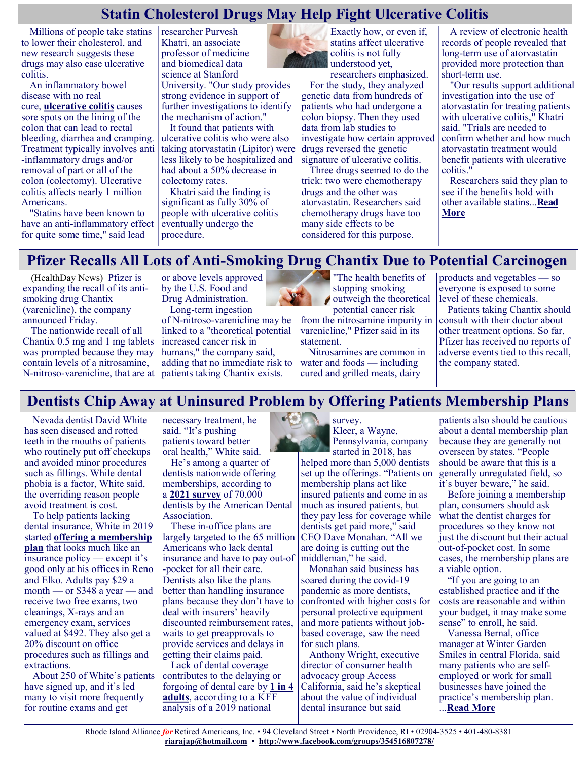# Statin Cholesterol Drugs May Help Fight Ulcerative Colitis

Millions of people take statins to lower their cholesterol, and new research suggests these drugs may also ease ulcerative colitis.

An inflammatory bowel disease with no real cure, **ulcerative colitis** causes sore spots on the lining of the colon that can lead to rectal bleeding, diarrhea and cramping. Treatment typically involves anti-inflammatory drugs and/or removal of part or all of the colon (colectomy). Ulcerative colitis affects nearly 1 million Americans.

"Statins have been known to have an anti-inflammatory effect for quite some time," said lead researcher Purvesh Khatri, an associate professor of medicine and biomedical data science at Stanford University. "Our study provides strong evidence in support of further investigations to identify the mechanism of action."

It found that patients with ulcerative colitis who were also taking atorvastatin (Lipitor) were less likely to be hospitalized and had about a 50% decrease in colectomy rates.

Khatri said the finding is significant as fully 30% of people with ulcerative colitis eventually undergo the procedure.

Exactly how, or even if, statins affect ulcerative colitis is not fully understood yet, researchers emphasized.

For the study, they analyzed genetic data from hundreds of patients who had undergone a colon biopsy. Then they used data from lab studies to investigate how certain approved drugs reversed the genetic signature of ulcerative colitis.

Three drugs seemed to do the trick: two were chemotherapy drugs and the other was atorvastatin. Researchers said chemotherapy drugs have too many side effects to be considered for this purpose.

A review of electronic health records of people revealed that long-term use of atorvastatin provided more protection than short-term use.

"Our results support additional investigation into the use of atorvastatin for treating patients with ulcerative colitis," Khatri said. "Trials are needed to confirm whether and how much atorvastatin treatment would benefit patients with ulcerative colitis."

Researchers said they plan to see if the benefits hold with other available statins...**Read More**

# Pfizer Recalls All Lots of Anti-Smoking Drug Chantix Due to Potential Carcinogen

(HealthDay News) Pfizer is expanding the recall of its anti-smoking drug Chantix (varenicline), the company announced Friday.

The nationwide recall of all Chantix 0.5 mg and 1 mg tablets was prompted because they may contain levels of a nitrosamine, N-nitroso-varenicline, that are at or above levels approved by the U.S. Food and Drug Administration.

Long-term ingestion of N-nitroso-varenicline may be linked to a "theoretical potential increased cancer risk in humans," the company said, adding that no immediate risk to patients taking Chantix exists.

"The health benefits of stopping smoking outweigh the theoretical potential cancer risk from the nitrosamine impurity in varenicline," Pfizer said in its statement.

Nitrosamines are common in water and foods — including cured and grilled meats, dairy products and vegetables — so everyone is exposed to some level of these chemicals.

Patients taking Chantix should consult with their doctor about other treatment options. So far, Pfizer has received no reports of adverse events tied to this recall, the company stated.

# Dentists Chip Away at Uninsured Problem by Offering Patients Membership Plans

Nevada dentist David White has seen diseased and rotted teeth in the mouths of patients who routinely put off checkups and avoided minor procedures such as fillings. While dental phobia is a factor, White said, the overriding reason people avoid treatment is cost.

To help patients lacking dental insurance, White in 2019 started **offering a membership plan** that looks much like an insurance policy — except it's good only at his offices in Reno and Elko. Adults pay $29 a month — or $348 a year — and receive two free exams, two cleanings, X-rays and an emergency exam, services valued at $492. They also get a 20% discount on office procedures such as fillings and extractions.

About 250 of White's patients have signed up, and it's led many to visit more frequently for routine exams and get necessary treatment, he said. "It's pushing patients toward better oral health," White said.

He's among a quarter of dentists nationwide offering memberships, according to a **2021 survey** of 70,000 dentists by the American Dental Association.

These in-office plans are largely targeted to the 65 million Americans who lack dental insurance and have to pay out-of-pocket for all their care. Dentists also like the plans better than handling insurance plans because they don't have to deal with insurers' heavily discounted reimbursement rates, waits to get preapprovals to provide services and delays in getting their claims paid.

Lack of dental coverage contributes to the delaying or forgoing of dental care by **1 in 4 adults**, according to a KFF analysis of a 2019 national survey.

Kleer, a Wayne, Pennsylvania, company started in 2018, has helped more than 5,000 dentists set up the offerings. "Patients on membership plans act like insured patients and come in as much as insured patients, but they pay less for coverage while dentists get paid more," said CEO Dave Monahan. "All we are doing is cutting out the middleman," he said.

Monahan said business has soared during the covid-19 pandemic as more dentists, confronted with higher costs for personal protective equipment and more patients without job-based coverage, saw the need for such plans.

Anthony Wright, executive director of consumer health advocacy group Access California, said he's skeptical about the value of individual dental insurance but said patients also should be cautious about a dental membership plan because they are generally not overseen by states. "People should be aware that this is a generally unregulated field, so it's buyer beware," he said.

Before joining a membership plan, consumers should ask what the dentist charges for procedures so they know not just the discount but their actual out-of-pocket cost. In some cases, the membership plans are a viable option.

"If you are going to an established practice and if the costs are reasonable and within your budget, it may make some sense" to enroll, he said.

Vanessa Bernal, office manager at Winter Garden Smiles in central Florida, said many patients who are self-employed or work for small businesses have joined the practice's membership plan. ...**Read More**

Rhode Island Alliance *for* Retired Americans, Inc. • 94 Cleveland Street • North Providence, RI • 02904-3525 • 401-480-8381
**riarajap@hotmail.com** • **http://www.facebook.com/groups/354516807278/**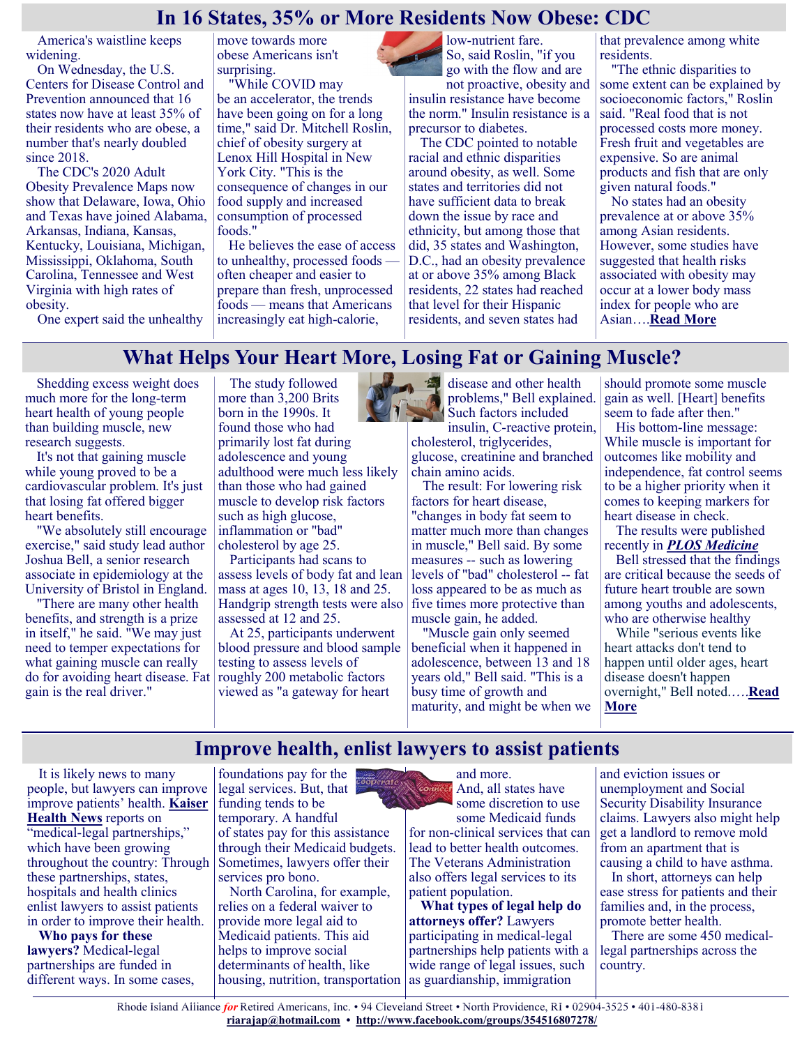# In 16 States, 35% or More Residents Now Obese: CDC

America's waistline keeps widening.

On Wednesday, the U.S. Centers for Disease Control and Prevention announced that 16 states now have at least 35% of their residents who are obese, a number that's nearly doubled since 2018.

The CDC's 2020 Adult Obesity Prevalence Maps now show that Delaware, Iowa, Ohio and Texas have joined Alabama, Arkansas, Indiana, Kansas, Kentucky, Louisiana, Michigan, Mississippi, Oklahoma, South Carolina, Tennessee and West Virginia with high rates of obesity.

One expert said the unhealthy move towards more obese Americans isn't surprising.

"While COVID may be an accelerator, the trends have been going on for a long time," said Dr. Mitchell Roslin, chief of obesity surgery at Lenox Hill Hospital in New York City. "This is the consequence of changes in our food supply and increased consumption of processed foods."

He believes the ease of access to unhealthy, processed foods — often cheaper and easier to prepare than fresh, unprocessed foods — means that Americans increasingly eat high-calorie, low-nutrient fare.

So, said Roslin, "if you go with the flow and are not proactive, obesity and insulin resistance have become the norm." Insulin resistance is a precursor to diabetes.

The CDC pointed to notable racial and ethnic disparities around obesity, as well. Some states and territories did not have sufficient data to break down the issue by race and ethnicity, but among those that did, 35 states and Washington, D.C., had an obesity prevalence at or above 35% among Black residents, 22 states had reached that level for their Hispanic residents, and seven states had that prevalence among white residents.

"The ethnic disparities to some extent can be explained by socioeconomic factors," Roslin said. "Real food that is not processed costs more money. Fresh fruit and vegetables are expensive. So are animal products and fish that are only given natural foods."

No states had an obesity prevalence at or above 35% among Asian residents. However, some studies have suggested that health risks associated with obesity may occur at a lower body mass index for people who are Asian….**Read More**

# What Helps Your Heart More, Losing Fat or Gaining Muscle?

Shedding excess weight does much more for the long-term heart health of young people than building muscle, new research suggests.

It's not that gaining muscle while young proved to be a cardiovascular problem. It's just that losing fat offered bigger heart benefits.

"We absolutely still encourage exercise," said study lead author Joshua Bell, a senior research associate in epidemiology at the University of Bristol in England.

"There are many other health benefits, and strength is a prize in itself," he said. "We may just need to temper expectations for what gaining muscle can really do for avoiding heart disease. Fat gain is the real driver."

The study followed more than 3,200 Brits born in the 1990s. It found those who had primarily lost fat during adolescence and young adulthood were much less likely than those who had gained muscle to develop risk factors such as high glucose, inflammation or "bad" cholesterol by age 25.

Participants had scans to assess levels of body fat and lean mass at ages 10, 13, 18 and 25. Handgrip strength tests were also assessed at 12 and 25.

At 25, participants underwent blood pressure and blood sample testing to assess levels of roughly 200 metabolic factors viewed as "a gateway for heart disease and other health problems," Bell explained. Such factors included insulin, C-reactive protein, cholesterol, triglycerides, glucose, creatinine and branched chain amino acids.

The result: For lowering risk factors for heart disease, "changes in body fat seem to matter much more than changes in muscle," Bell said. By some measures -- such as lowering levels of "bad" cholesterol -- fat loss appeared to be as much as five times more protective than muscle gain, he added.

"Muscle gain only seemed beneficial when it happened in adolescence, between 13 and 18 years old," Bell said. "This is a busy time of growth and maturity, and might be when we should promote some muscle gain as well. [Heart] benefits seem to fade after then."

His bottom-line message: While muscle is important for outcomes like mobility and independence, fat control seems to be a higher priority when it comes to keeping markers for heart disease in check.

The results were published recently in ***PLOS Medicine***

Bell stressed that the findings are critical because the seeds of future heart trouble are sown among youths and adolescents, who are otherwise healthy

While "serious events like heart attacks don't tend to happen until older ages, heart disease doesn't happen overnight," Bell noted…..**Read More**

# Improve health, enlist lawyers to assist patients

It is likely news to many people, but lawyers can improve improve patients' health. **Kaiser Health News** reports on "medical-legal partnerships," which have been growing throughout the country: Through these partnerships, states, hospitals and health clinics enlist lawyers to assist patients in order to improve their health.

**Who pays for these lawyers?** Medical-legal partnerships are funded in different ways. In some cases, foundations pay for the legal services. But, that funding tends to be temporary. A handful of states pay for this assistance through their Medicaid budgets. Sometimes, lawyers offer their services pro bono.

North Carolina, for example, relies on a federal waiver to provide more legal aid to Medicaid patients. This aid helps to improve social determinants of health, like housing, nutrition, transportation and more.

And, all states have some discretion to use some Medicaid funds for non-clinical services that can lead to better health outcomes. The Veterans Administration also offers legal services to its patient population.

**What types of legal help do attorneys offer?** Lawyers participating in medical-legal partnerships help patients with a wide range of legal issues, such as guardianship, immigration and eviction issues or unemployment and Social Security Disability Insurance claims. Lawyers also might help get a landlord to remove mold from an apartment that is causing a child to have asthma.

In short, attorneys can help ease stress for patients and their families and, in the process, promote better health.

There are some 450 medical-legal partnerships across the country.

Rhode Island Alliance *for* Retired Americans, Inc. • 94 Cleveland Street • North Providence, RI • 02904-3525 • 401-480-8381
**riarajap@hotmail.com** • **http://www.facebook.com/groups/354516807278/**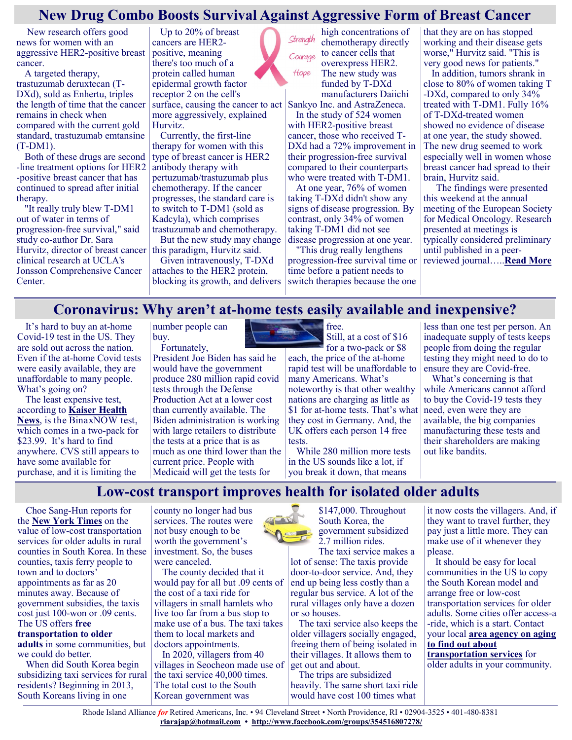# New Drug Combo Boosts Survival Against Aggressive Form of Breast Cancer

New research offers good news for women with an aggressive HER2-positive breast cancer.

A targeted therapy, trastuzumab deruxtecan (T-DXd), sold as Enhertu, triples the length of time that the cancer remains in check when compared with the current gold standard, trastuzumab emtansine (T-DM1).

Both of these drugs are second-line treatment options for HER2-positive breast cancer that has continued to spread after initial therapy.

"It really truly blew T-DM1 out of water in terms of progression-free survival," said study co-author Dr. Sara Hurvitz, director of breast cancer clinical research at UCLA's Jonsson Comprehensive Cancer Center.

Up to 20% of breast cancers are HER2-positive, meaning there's too much of a protein called human epidermal growth factor receptor 2 on the cell's surface, causing the cancer to act more aggressively, explained Hurvitz.

Currently, the first-line therapy for women with this type of breast cancer is HER2 antibody therapy with pertuzumab/trastuzumab plus chemotherapy. If the cancer progresses, the standard care is to switch to T-DM1 (sold as Kadcyla), which comprises trastuzumab and chemotherapy.

But the new study may change this paradigm, Hurvitz said.

Given intravenously, T-DXd attaches to the HER2 protein, blocking its growth, and delivers high concentrations of chemotherapy directly to cancer cells that overexpress HER2. The new study was funded by T-DXd manufacturers Daiichi Sankyo Inc. and AstraZeneca.

In the study of 524 women with HER2-positive breast cancer, those who received T-DXd had a 72% improvement in their progression-free survival compared to their counterparts who were treated with T-DM1.

At one year, 76% of women taking T-DXd didn't show any signs of disease progression. By contrast, only 34% of women taking T-DM1 did not see disease progression at one year.

"This drug really lengthens progression-free survival time or time before a patient needs to switch therapies because the one that they are on has stopped working and their disease gets worse," Hurvitz said. "This is very good news for patients."

In addition, tumors shrank in close to 80% of women taking T-DXd, compared to only 34% treated with T-DM1. Fully 16% of T-DXd-treated women showed no evidence of disease at one year, the study showed. The new drug seemed to work especially well in women whose breast cancer had spread to their brain, Hurvitz said.

The findings were presented this weekend at the annual meeting of the European Society for Medical Oncology. Research presented at meetings is typically considered preliminary until published in a peer-reviewed journal…..**Read More**

# Coronavirus: Why aren't at-home tests easily available and inexpensive?

It's hard to buy an at-home Covid-19 test in the US. They are sold out across the nation. Even if the at-home Covid tests were easily available, they are unaffordable to many people. What's going on?

The least expensive test, according to **Kaiser Health News**, is the BinaxNOW test, which comes in a two-pack for $23.99. It's hard to find anywhere. CVS still appears to have some available for purchase, and it is limiting the number people can buy.

Fortunately, President Joe Biden has said he would have the government produce 280 million rapid covid tests through the Defense Production Act at a lower cost than currently available. The Biden administration is working with large retailers to distribute the tests at a price that is as much as one third lower than the current price. People with Medicaid will get the tests for free.

Still, at a cost of $16 for a two-pack or $8 each, the price of the at-home rapid test will be unaffordable to many Americans. What's noteworthy is that other wealthy nations are charging as little as $1 for at-home tests. That's what they cost in Germany. And, the UK offers each person 14 free tests.

While 280 million more tests in the US sounds like a lot, if you break it down, that means less than one test per person. An inadequate supply of tests keeps people from doing the regular testing they might need to do to ensure they are Covid-free.

What's concerning is that while Americans cannot afford to buy the Covid-19 tests they need, even were they are available, the big companies manufacturing these tests and their shareholders are making out like bandits.

# Low-cost transport improves health for isolated older adults

Choe Sang-Hun reports for the **New York Times** on the value of low-cost transportation services for older adults in rural counties in South Korea. In these counties, taxis ferry people to town and to doctors' appointments as far as 20 minutes away. Because of government subsidies, the taxis cost just 100-won or .09 cents. The US offers **free transportation to older adults** in some communities, but we could do better.

When did South Korea begin subsidizing taxi services for rural residents? Beginning in 2013, South Koreans living in one county no longer had bus services. The routes were not busy enough to be worth the government's investment. So, the buses were canceled.

The county decided that it would pay for all but .09 cents of the cost of a taxi ride for villagers in small hamlets who live too far from a bus stop to make use of a bus. The taxi takes them to local markets and doctors appointments.

In 2020, villagers from 40 villages in Seocheon made use of the taxi service 40,000 times. The total cost to the South Korean government was $147,000. Throughout South Korea, the government subsidized 2.7 million rides.

The taxi service makes a lot of sense: The taxis provide door-to-door service. And, they end up being less costly than a regular bus service. A lot of the rural villages only have a dozen or so houses.

The taxi service also keeps the older villagers socially engaged, freeing them of being isolated in their villages. It allows them to get out and about.

The trips are subsidized heavily. The same short taxi ride would have cost 100 times what it now costs the villagers. And, if they want to travel further, they pay just a little more. They can make use of it whenever they please.

It should be easy for local communities in the US to copy the South Korean model and arrange free or low-cost transportation services for older adults. Some cities offer access-a-ride, which is a start. Contact your local **area agency on aging to find out about transportation services** for older adults in your community.

Rhode Island Alliance *for* Retired Americans, Inc. • 94 Cleveland Street • North Providence, RI • 02904-3525 • 401-480-8381
**riarajap@hotmail.com** • **http://www.facebook.com/groups/354516807278/**